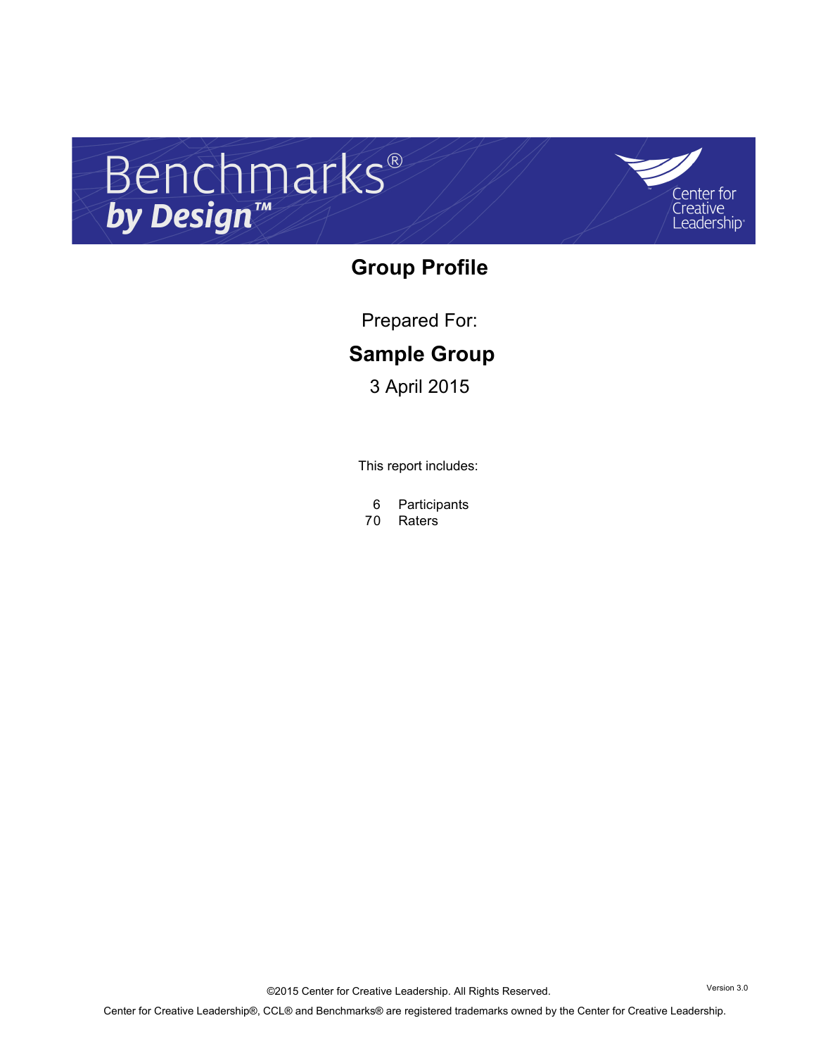# Benchmarks®
## *by Design*™

Center for Creative Leadership®

## Group Profile

Prepared For:

**Sample Group**

3 April 2015

This report includes:

| | |
|---|---|
| 6 | Participants |
| 70 | Raters |

Version 3.0

©2015 Center for Creative Leadership. All Rights Reserved.

Center for Creative Leadership®, CCL® and Benchmarks® are registered trademarks owned by the Center for Creative Leadership.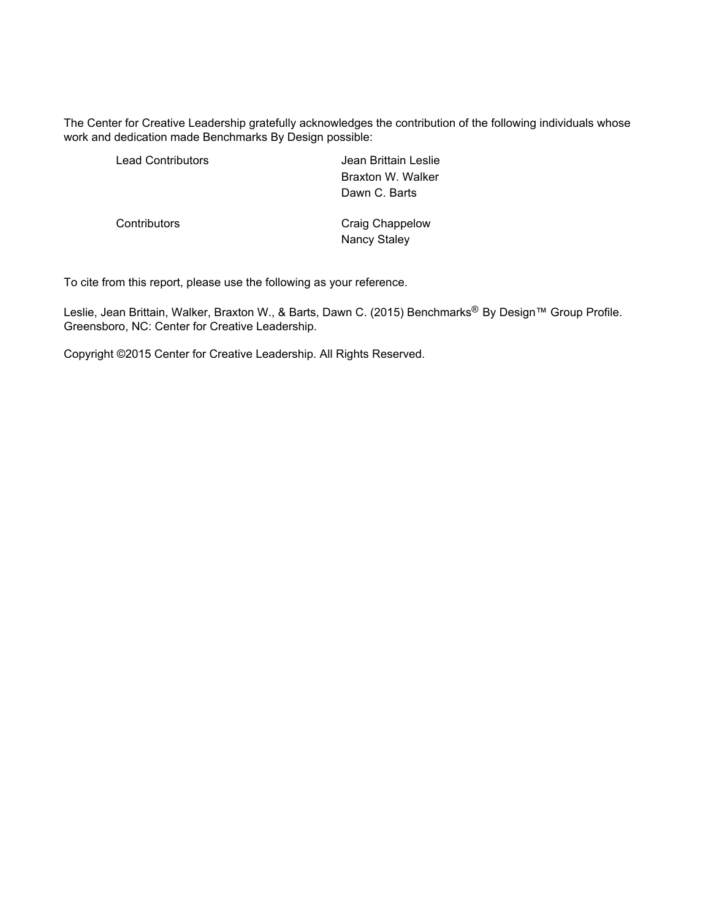The Center for Creative Leadership gratefully acknowledges the contribution of the following individuals whose work and dedication made Benchmarks By Design possible:

| | |
|---|---|
| Lead Contributors | Jean Brittain Leslie<br>Braxton W. Walker<br>Dawn C. Barts |
| Contributors | Craig Chappelow<br>Nancy Staley |

To cite from this report, please use the following as your reference.

Leslie, Jean Brittain, Walker, Braxton W., & Barts, Dawn C. (2015) Benchmarks® By Design™ Group Profile. Greensboro, NC: Center for Creative Leadership.

Copyright ©2015 Center for Creative Leadership. All Rights Reserved.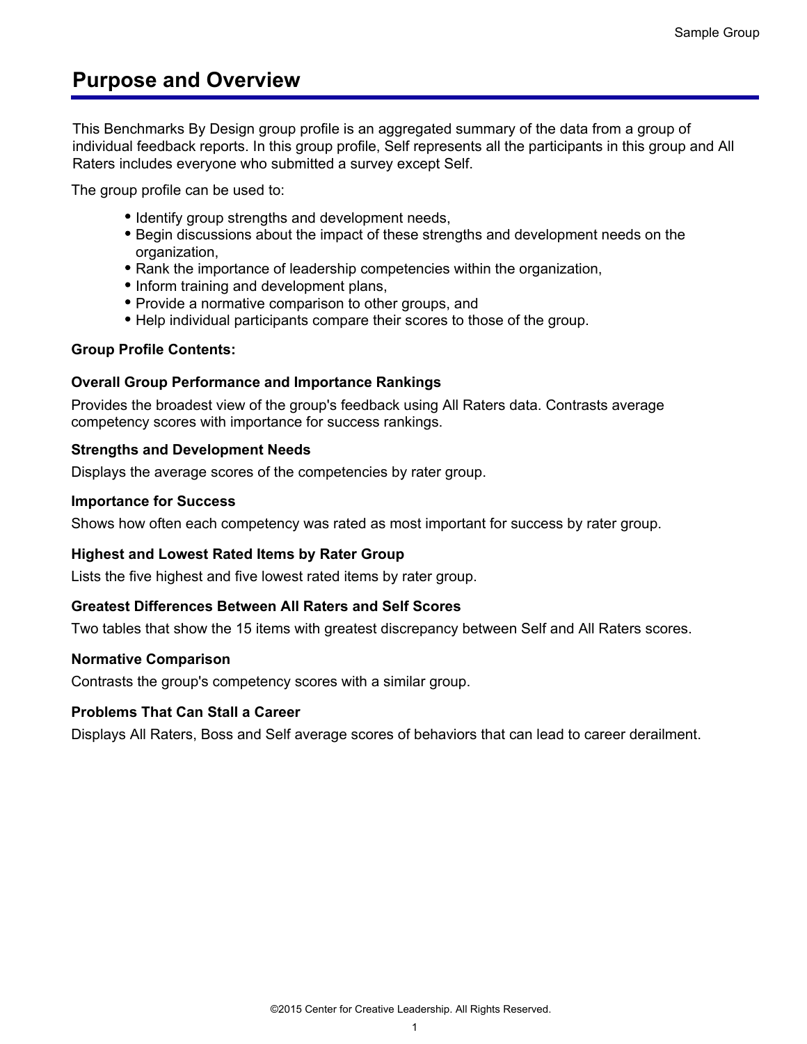# Purpose and Overview

This Benchmarks By Design group profile is an aggregated summary of the data from a group of individual feedback reports. In this group profile, Self represents all the participants in this group and All Raters includes everyone who submitted a survey except Self.

The group profile can be used to:

- Identify group strengths and development needs,
- Begin discussions about the impact of these strengths and development needs on the organization,
- Rank the importance of leadership competencies within the organization,
- Inform training and development plans,
- Provide a normative comparison to other groups, and
- Help individual participants compare their scores to those of the group.

**Group Profile Contents:**

**Overall Group Performance and Importance Rankings**

Provides the broadest view of the group's feedback using All Raters data. Contrasts average competency scores with importance for success rankings.

**Strengths and Development Needs**

Displays the average scores of the competencies by rater group.

**Importance for Success**

Shows how often each competency was rated as most important for success by rater group.

**Highest and Lowest Rated Items by Rater Group**

Lists the five highest and five lowest rated items by rater group.

**Greatest Differences Between All Raters and Self Scores**

Two tables that show the 15 items with greatest discrepancy between Self and All Raters scores.

**Normative Comparison**

Contrasts the group's competency scores with a similar group.

**Problems That Can Stall a Career**

Displays All Raters, Boss and Self average scores of behaviors that can lead to career derailment.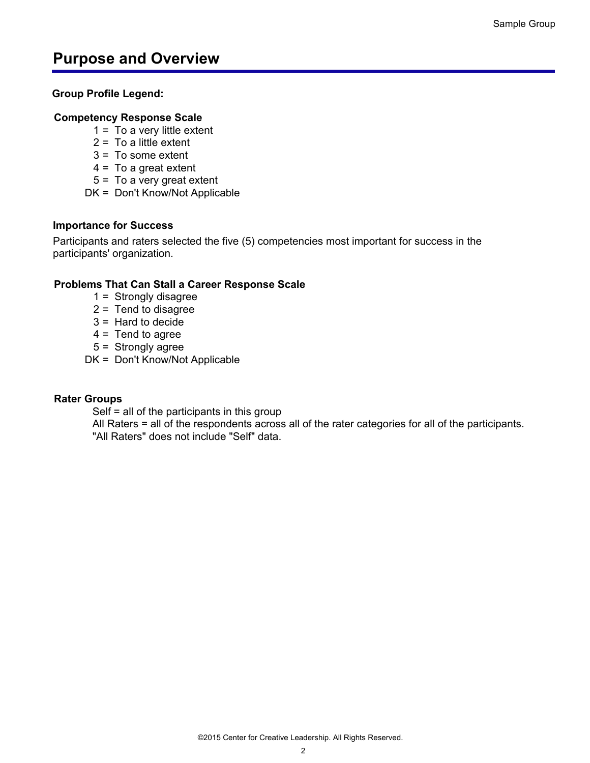# Purpose and Overview

**Group Profile Legend:**

**Competency Response Scale**

1 = To a very little extent
2 = To a little extent
3 = To some extent
4 = To a great extent
5 = To a very great extent
DK = Don't Know/Not Applicable

**Importance for Success**

Participants and raters selected the five (5) competencies most important for success in the participants' organization.

**Problems That Can Stall a Career Response Scale**

1 = Strongly disagree
2 = Tend to disagree
3 = Hard to decide
4 = Tend to agree
5 = Strongly agree
DK = Don't Know/Not Applicable

**Rater Groups**

Self = all of the participants in this group
All Raters = all of the respondents across all of the rater categories for all of the participants. "All Raters" does not include "Self" data.

©2015 Center for Creative Leadership. All Rights Reserved.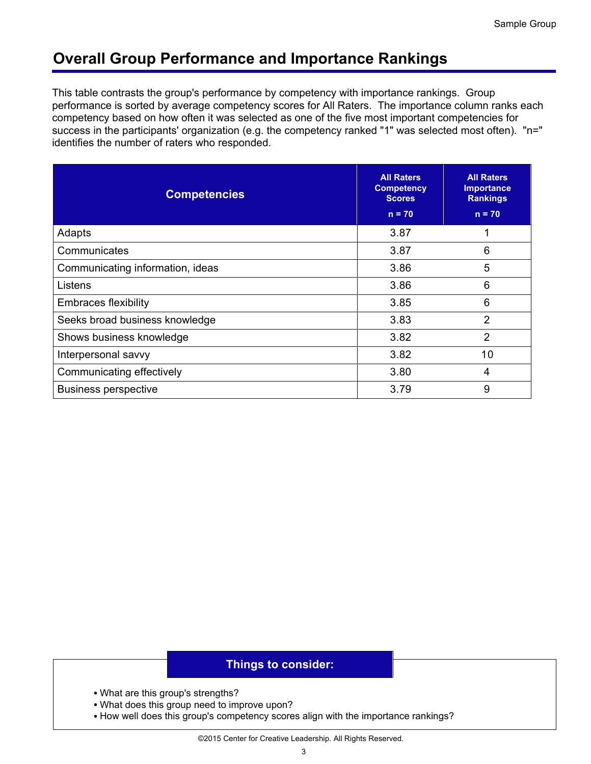## Overall Group Performance and Importance Rankings

This table contrasts the group's performance by competency with importance rankings. Group performance is sorted by average competency scores for All Raters. The importance column ranks each competency based on how often it was selected as one of the five most important competencies for success in the participants' organization (e.g. the competency ranked "1" was selected most often). "n=" identifies the number of raters who responded.

| Competencies | All Raters Competency Scores n = 70 | All Raters Importance Rankings n = 70 |
|---|---|---|
| Adapts | 3.87 | 1 |
| Communicates | 3.87 | 6 |
| Communicating information, ideas | 3.86 | 5 |
| Listens | 3.86 | 6 |
| Embraces flexibility | 3.85 | 6 |
| Seeks broad business knowledge | 3.83 | 2 |
| Shows business knowledge | 3.82 | 2 |
| Interpersonal savvy | 3.82 | 10 |
| Communicating effectively | 3.80 | 4 |
| Business perspective | 3.79 | 9 |

**Things to consider:**

- What are this group's strengths?
- What does this group need to improve upon?
- How well does this group's competency scores align with the importance rankings?

©2015 Center for Creative Leadership. All Rights Reserved.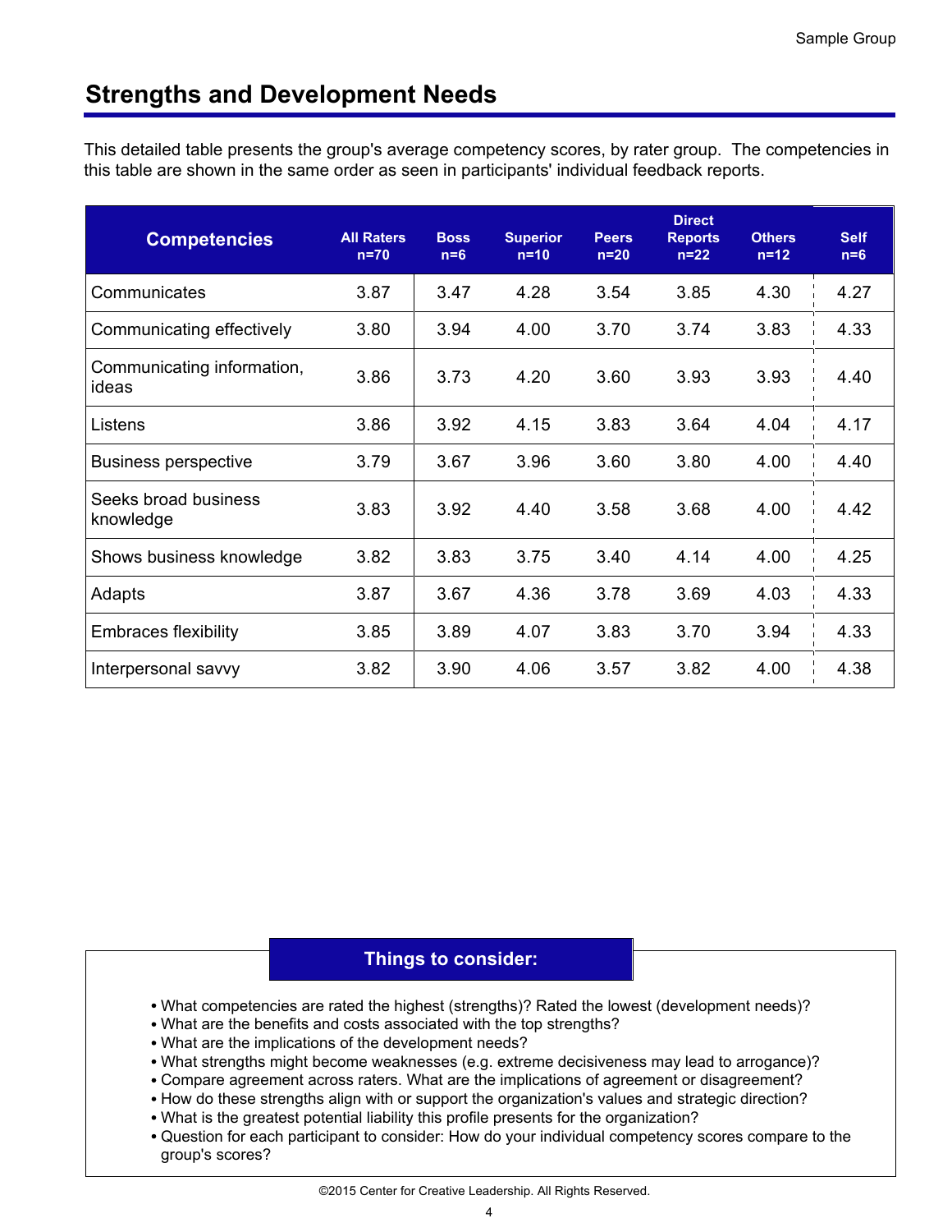## Strengths and Development Needs

This detailed table presents the group's average competency scores, by rater group. The competencies in this table are shown in the same order as seen in participants' individual feedback reports.

| Competencies | All Raters n=70 | Boss n=6 | Superior n=10 | Peers n=20 | Direct Reports n=22 | Others n=12 | Self n=6 |
|---|---|---|---|---|---|---|---|
| Communicates | 3.87 | 3.47 | 4.28 | 3.54 | 3.85 | 4.30 | 4.27 |
| Communicating effectively | 3.80 | 3.94 | 4.00 | 3.70 | 3.74 | 3.83 | 4.33 |
| Communicating information, ideas | 3.86 | 3.73 | 4.20 | 3.60 | 3.93 | 3.93 | 4.40 |
| Listens | 3.86 | 3.92 | 4.15 | 3.83 | 3.64 | 4.04 | 4.17 |
| Business perspective | 3.79 | 3.67 | 3.96 | 3.60 | 3.80 | 4.00 | 4.40 |
| Seeks broad business knowledge | 3.83 | 3.92 | 4.40 | 3.58 | 3.68 | 4.00 | 4.42 |
| Shows business knowledge | 3.82 | 3.83 | 3.75 | 3.40 | 4.14 | 4.00 | 4.25 |
| Adapts | 3.87 | 3.67 | 4.36 | 3.78 | 3.69 | 4.03 | 4.33 |
| Embraces flexibility | 3.85 | 3.89 | 4.07 | 3.83 | 3.70 | 3.94 | 4.33 |
| Interpersonal savvy | 3.82 | 3.90 | 4.06 | 3.57 | 3.82 | 4.00 | 4.38 |

### Things to consider:

- What competencies are rated the highest (strengths)? Rated the lowest (development needs)?
- What are the benefits and costs associated with the top strengths?
- What are the implications of the development needs?
- What strengths might become weaknesses (e.g. extreme decisiveness may lead to arrogance)?
- Compare agreement across raters. What are the implications of agreement or disagreement?
- How do these strengths align with or support the organization's values and strategic direction?
- What is the greatest potential liability this profile presents for the organization?
- Question for each participant to consider: How do your individual competency scores compare to the group's scores?

©2015 Center for Creative Leadership. All Rights Reserved.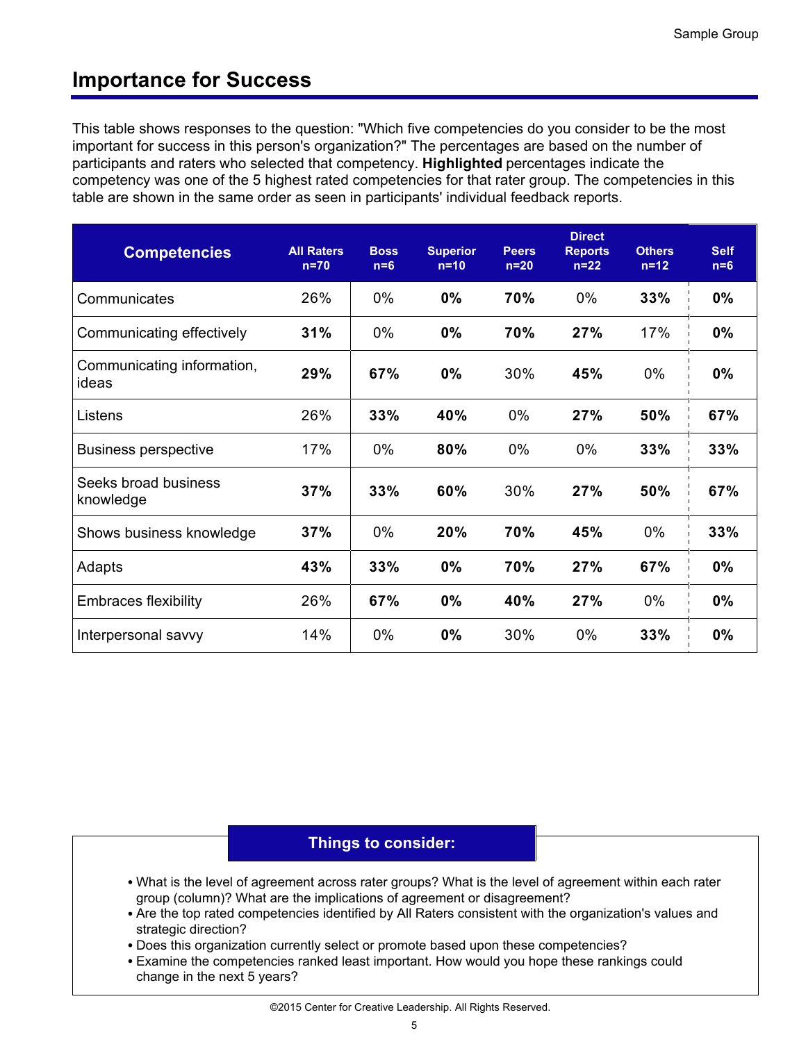## Importance for Success

This table shows responses to the question: "Which five competencies do you consider to be the most important for success in this person's organization?" The percentages are based on the number of participants and raters who selected that competency. **Highlighted** percentages indicate the competency was one of the 5 highest rated competencies for that rater group. The competencies in this table are shown in the same order as seen in participants' individual feedback reports.

| Competencies | All Raters n=70 | Boss n=6 | Superior n=10 | Peers n=20 | Direct Reports n=22 | Others n=12 | Self n=6 |
|---|---|---|---|---|---|---|---|
| Communicates | 26% | 0% | **0%** | **70%** | 0% | **33%** | **0%** |
| Communicating effectively | **31%** | 0% | **0%** | **70%** | **27%** | 17% | **0%** |
| Communicating information, ideas | **29%** | **67%** | **0%** | 30% | **45%** | 0% | **0%** |
| Listens | 26% | **33%** | **40%** | 0% | **27%** | **50%** | **67%** |
| Business perspective | 17% | 0% | **80%** | 0% | 0% | **33%** | **33%** |
| Seeks broad business knowledge | **37%** | **33%** | **60%** | 30% | **27%** | **50%** | **67%** |
| Shows business knowledge | **37%** | 0% | **20%** | **70%** | **45%** | 0% | **33%** |
| Adapts | **43%** | **33%** | **0%** | **70%** | **27%** | **67%** | **0%** |
| Embraces flexibility | 26% | **67%** | **0%** | **40%** | **27%** | 0% | **0%** |
| Interpersonal savvy | 14% | 0% | **0%** | 30% | 0% | **33%** | **0%** |

### Things to consider:

- What is the level of agreement across rater groups? What is the level of agreement within each rater group (column)? What are the implications of agreement or disagreement?
- Are the top rated competencies identified by All Raters consistent with the organization's values and strategic direction?
- Does this organization currently select or promote based upon these competencies?
- Examine the competencies ranked least important. How would you hope these rankings could change in the next 5 years?

©2015 Center for Creative Leadership. All Rights Reserved.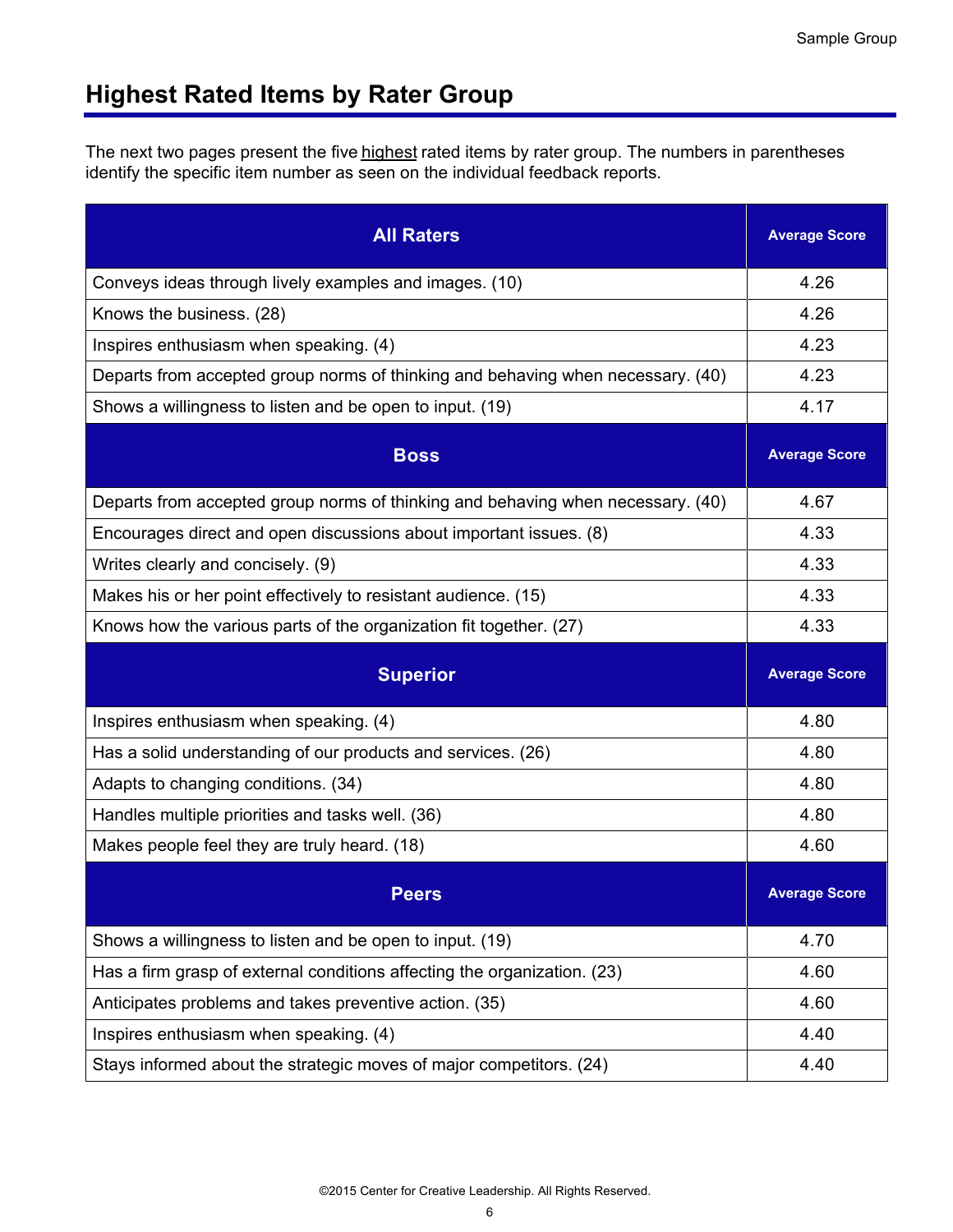## Highest Rated Items by Rater Group

The next two pages present the five highest rated items by rater group. The numbers in parentheses identify the specific item number as seen on the individual feedback reports.

| All Raters | Average Score |
|---|---|
| Conveys ideas through lively examples and images. (10) | 4.26 |
| Knows the business. (28) | 4.26 |
| Inspires enthusiasm when speaking. (4) | 4.23 |
| Departs from accepted group norms of thinking and behaving when necessary. (40) | 4.23 |
| Shows a willingness to listen and be open to input. (19) | 4.17 |
| **Boss** | **Average Score** |
| Departs from accepted group norms of thinking and behaving when necessary. (40) | 4.67 |
| Encourages direct and open discussions about important issues. (8) | 4.33 |
| Writes clearly and concisely. (9) | 4.33 |
| Makes his or her point effectively to resistant audience. (15) | 4.33 |
| Knows how the various parts of the organization fit together. (27) | 4.33 |
| **Superior** | **Average Score** |
| Inspires enthusiasm when speaking. (4) | 4.80 |
| Has a solid understanding of our products and services. (26) | 4.80 |
| Adapts to changing conditions. (34) | 4.80 |
| Handles multiple priorities and tasks well. (36) | 4.80 |
| Makes people feel they are truly heard. (18) | 4.60 |
| **Peers** | **Average Score** |
| Shows a willingness to listen and be open to input. (19) | 4.70 |
| Has a firm grasp of external conditions affecting the organization. (23) | 4.60 |
| Anticipates problems and takes preventive action. (35) | 4.60 |
| Inspires enthusiasm when speaking. (4) | 4.40 |
| Stays informed about the strategic moves of major competitors. (24) | 4.40 |

©2015 Center for Creative Leadership. All Rights Reserved.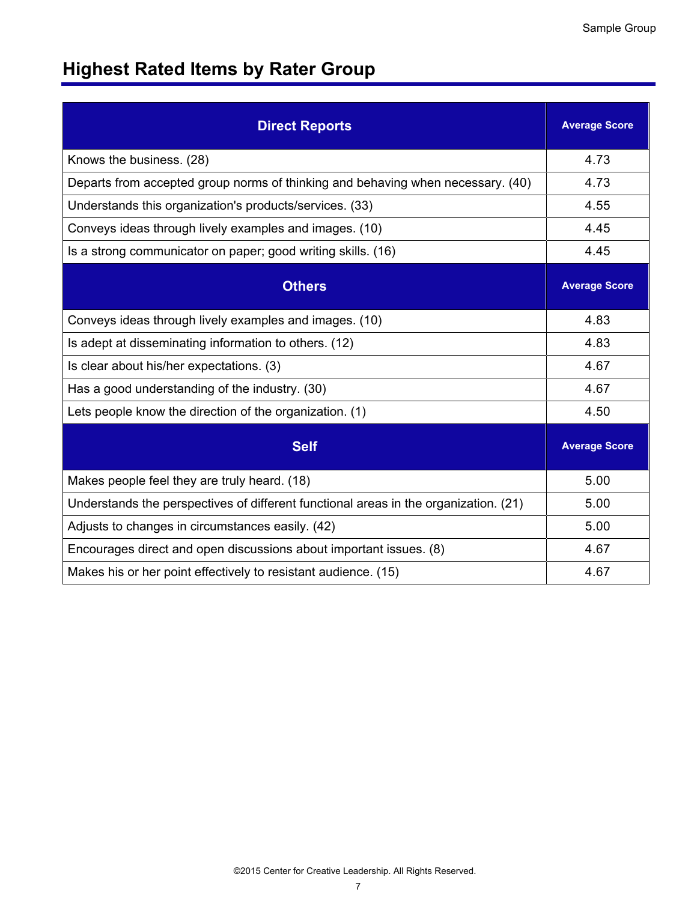## Highest Rated Items by Rater Group

| Direct Reports | Average Score |
|---|---|
| Knows the business. (28) | 4.73 |
| Departs from accepted group norms of thinking and behaving when necessary. (40) | 4.73 |
| Understands this organization's products/services. (33) | 4.55 |
| Conveys ideas through lively examples and images. (10) | 4.45 |
| Is a strong communicator on paper; good writing skills. (16) | 4.45 |
| **Others** | **Average Score** |
| Conveys ideas through lively examples and images. (10) | 4.83 |
| Is adept at disseminating information to others. (12) | 4.83 |
| Is clear about his/her expectations. (3) | 4.67 |
| Has a good understanding of the industry. (30) | 4.67 |
| Lets people know the direction of the organization. (1) | 4.50 |
| **Self** | **Average Score** |
| Makes people feel they are truly heard. (18) | 5.00 |
| Understands the perspectives of different functional areas in the organization. (21) | 5.00 |
| Adjusts to changes in circumstances easily. (42) | 5.00 |
| Encourages direct and open discussions about important issues. (8) | 4.67 |
| Makes his or her point effectively to resistant audience. (15) | 4.67 |

©2015 Center for Creative Leadership. All Rights Reserved.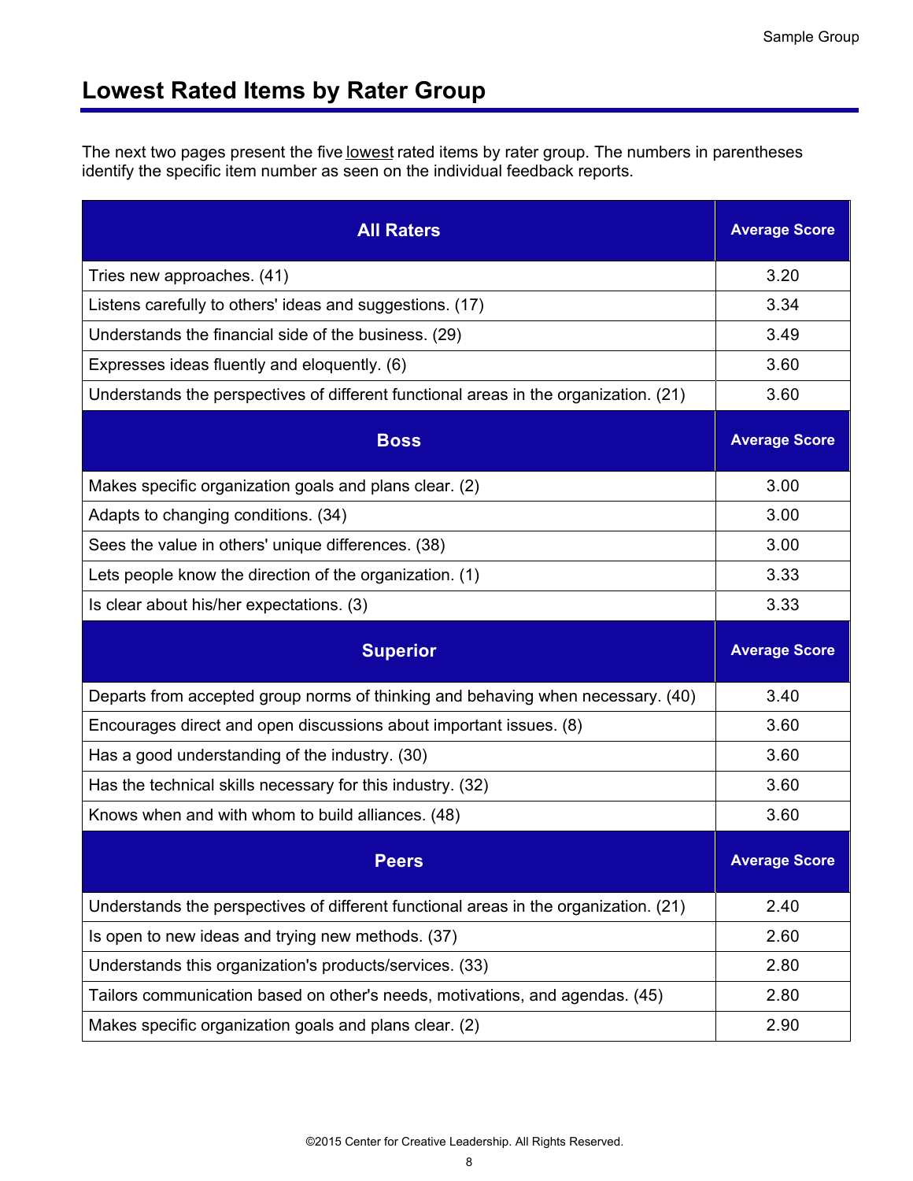## Lowest Rated Items by Rater Group

The next two pages present the five lowest rated items by rater group. The numbers in parentheses identify the specific item number as seen on the individual feedback reports.

| All Raters | Average Score |
|---|---|
| Tries new approaches. (41) | 3.20 |
| Listens carefully to others' ideas and suggestions. (17) | 3.34 |
| Understands the financial side of the business. (29) | 3.49 |
| Expresses ideas fluently and eloquently. (6) | 3.60 |
| Understands the perspectives of different functional areas in the organization. (21) | 3.60 |
| **Boss** | **Average Score** |
| Makes specific organization goals and plans clear. (2) | 3.00 |
| Adapts to changing conditions. (34) | 3.00 |
| Sees the value in others' unique differences. (38) | 3.00 |
| Lets people know the direction of the organization. (1) | 3.33 |
| Is clear about his/her expectations. (3) | 3.33 |
| **Superior** | **Average Score** |
| Departs from accepted group norms of thinking and behaving when necessary. (40) | 3.40 |
| Encourages direct and open discussions about important issues. (8) | 3.60 |
| Has a good understanding of the industry. (30) | 3.60 |
| Has the technical skills necessary for this industry. (32) | 3.60 |
| Knows when and with whom to build alliances. (48) | 3.60 |
| **Peers** | **Average Score** |
| Understands the perspectives of different functional areas in the organization. (21) | 2.40 |
| Is open to new ideas and trying new methods. (37) | 2.60 |
| Understands this organization's products/services. (33) | 2.80 |
| Tailors communication based on other's needs, motivations, and agendas. (45) | 2.80 |
| Makes specific organization goals and plans clear. (2) | 2.90 |

©2015 Center for Creative Leadership. All Rights Reserved.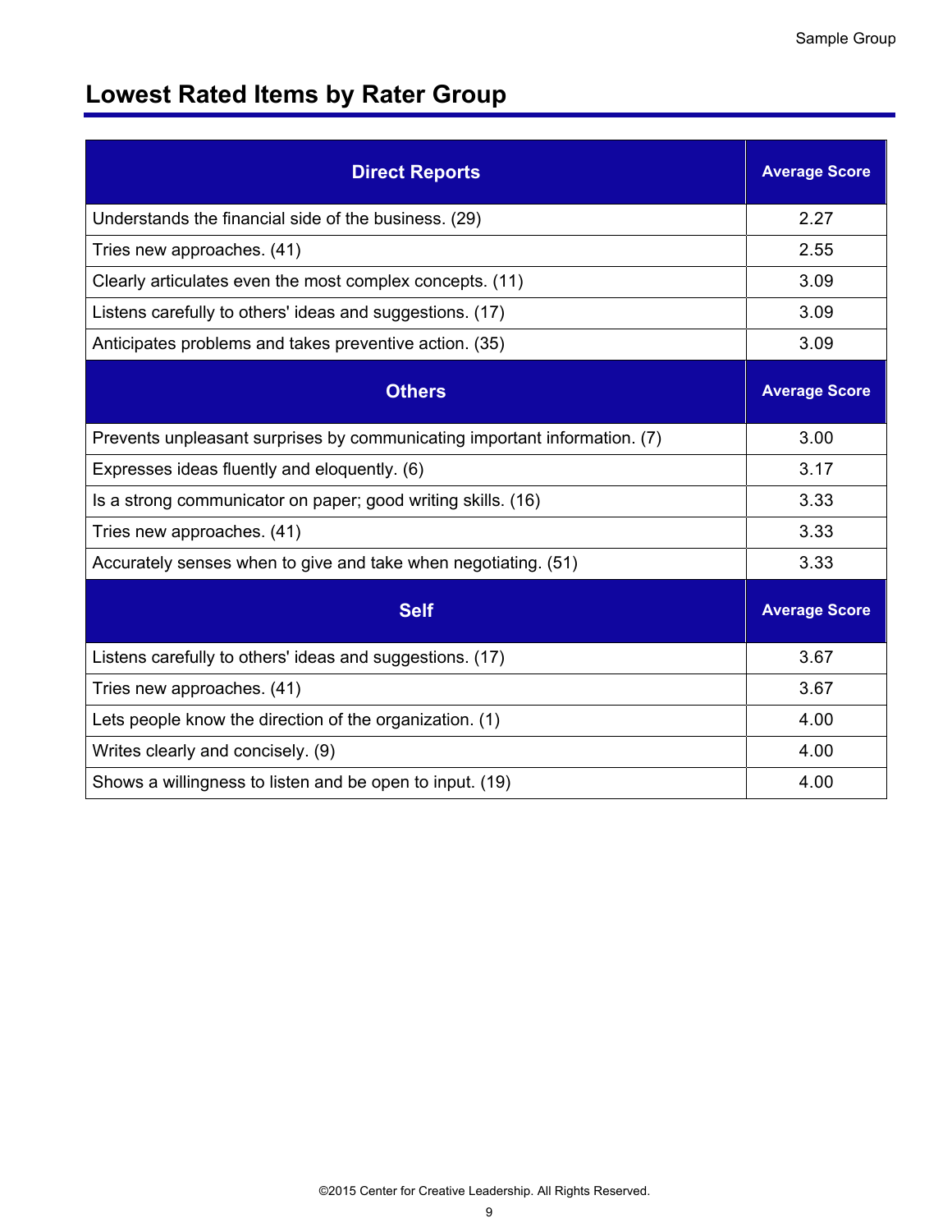## Lowest Rated Items by Rater Group

| Direct Reports | Average Score |
|---|---|
| Understands the financial side of the business. (29) | 2.27 |
| Tries new approaches. (41) | 2.55 |
| Clearly articulates even the most complex concepts. (11) | 3.09 |
| Listens carefully to others' ideas and suggestions. (17) | 3.09 |
| Anticipates problems and takes preventive action. (35) | 3.09 |
| **Others** | **Average Score** |
| Prevents unpleasant surprises by communicating important information. (7) | 3.00 |
| Expresses ideas fluently and eloquently. (6) | 3.17 |
| Is a strong communicator on paper; good writing skills. (16) | 3.33 |
| Tries new approaches. (41) | 3.33 |
| Accurately senses when to give and take when negotiating. (51) | 3.33 |
| **Self** | **Average Score** |
| Listens carefully to others' ideas and suggestions. (17) | 3.67 |
| Tries new approaches. (41) | 3.67 |
| Lets people know the direction of the organization. (1) | 4.00 |
| Writes clearly and concisely. (9) | 4.00 |
| Shows a willingness to listen and be open to input. (19) | 4.00 |

©2015 Center for Creative Leadership. All Rights Reserved.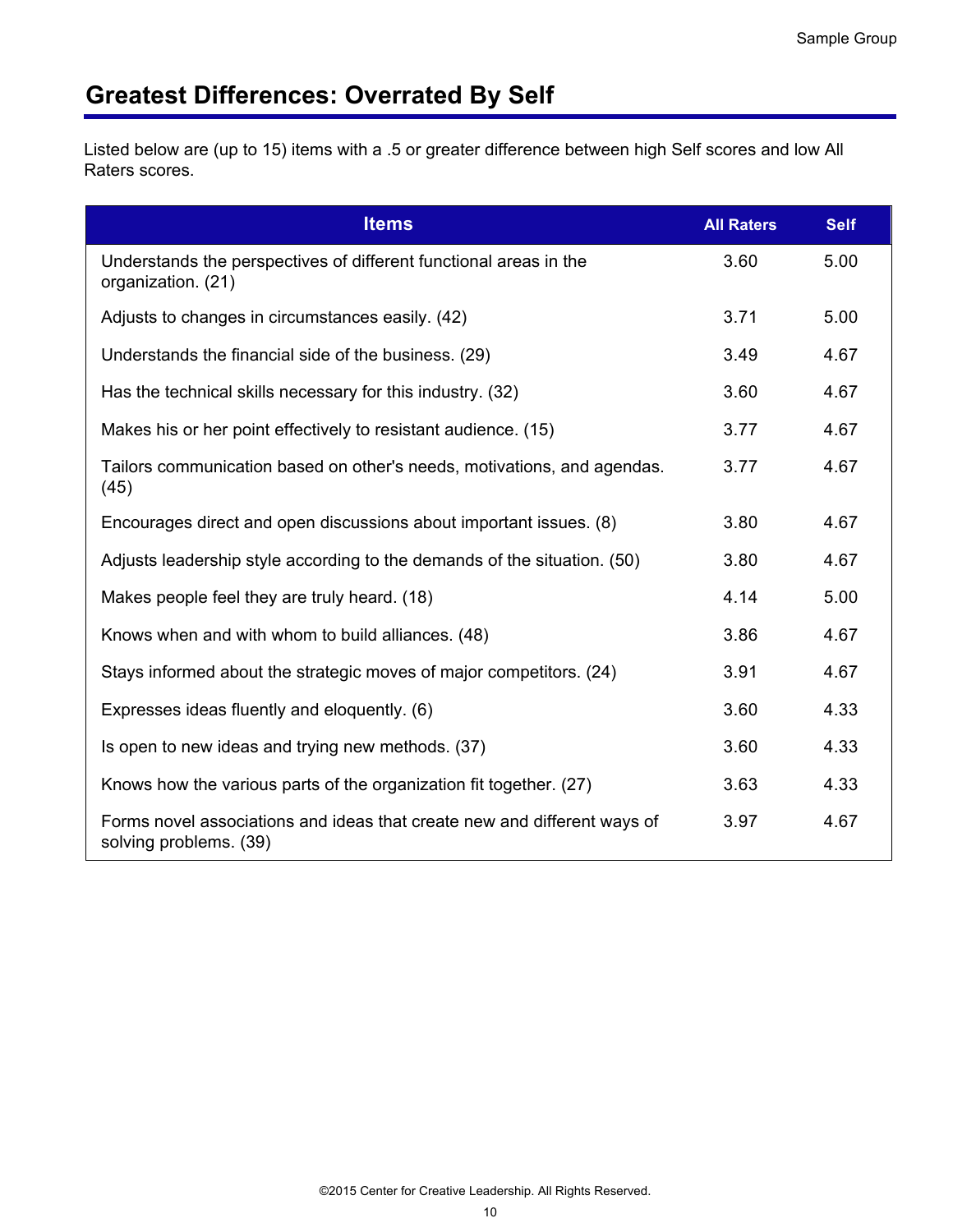## Greatest Differences: Overrated By Self

Listed below are (up to 15) items with a .5 or greater difference between high Self scores and low All Raters scores.

| Items | All Raters | Self |
|---|---|---|
| Understands the perspectives of different functional areas in the organization. (21) | 3.60 | 5.00 |
| Adjusts to changes in circumstances easily. (42) | 3.71 | 5.00 |
| Understands the financial side of the business. (29) | 3.49 | 4.67 |
| Has the technical skills necessary for this industry. (32) | 3.60 | 4.67 |
| Makes his or her point effectively to resistant audience. (15) | 3.77 | 4.67 |
| Tailors communication based on other's needs, motivations, and agendas. (45) | 3.77 | 4.67 |
| Encourages direct and open discussions about important issues. (8) | 3.80 | 4.67 |
| Adjusts leadership style according to the demands of the situation. (50) | 3.80 | 4.67 |
| Makes people feel they are truly heard. (18) | 4.14 | 5.00 |
| Knows when and with whom to build alliances. (48) | 3.86 | 4.67 |
| Stays informed about the strategic moves of major competitors. (24) | 3.91 | 4.67 |
| Expresses ideas fluently and eloquently. (6) | 3.60 | 4.33 |
| Is open to new ideas and trying new methods. (37) | 3.60 | 4.33 |
| Knows how the various parts of the organization fit together. (27) | 3.63 | 4.33 |
| Forms novel associations and ideas that create new and different ways of solving problems. (39) | 3.97 | 4.67 |

©2015 Center for Creative Leadership. All Rights Reserved.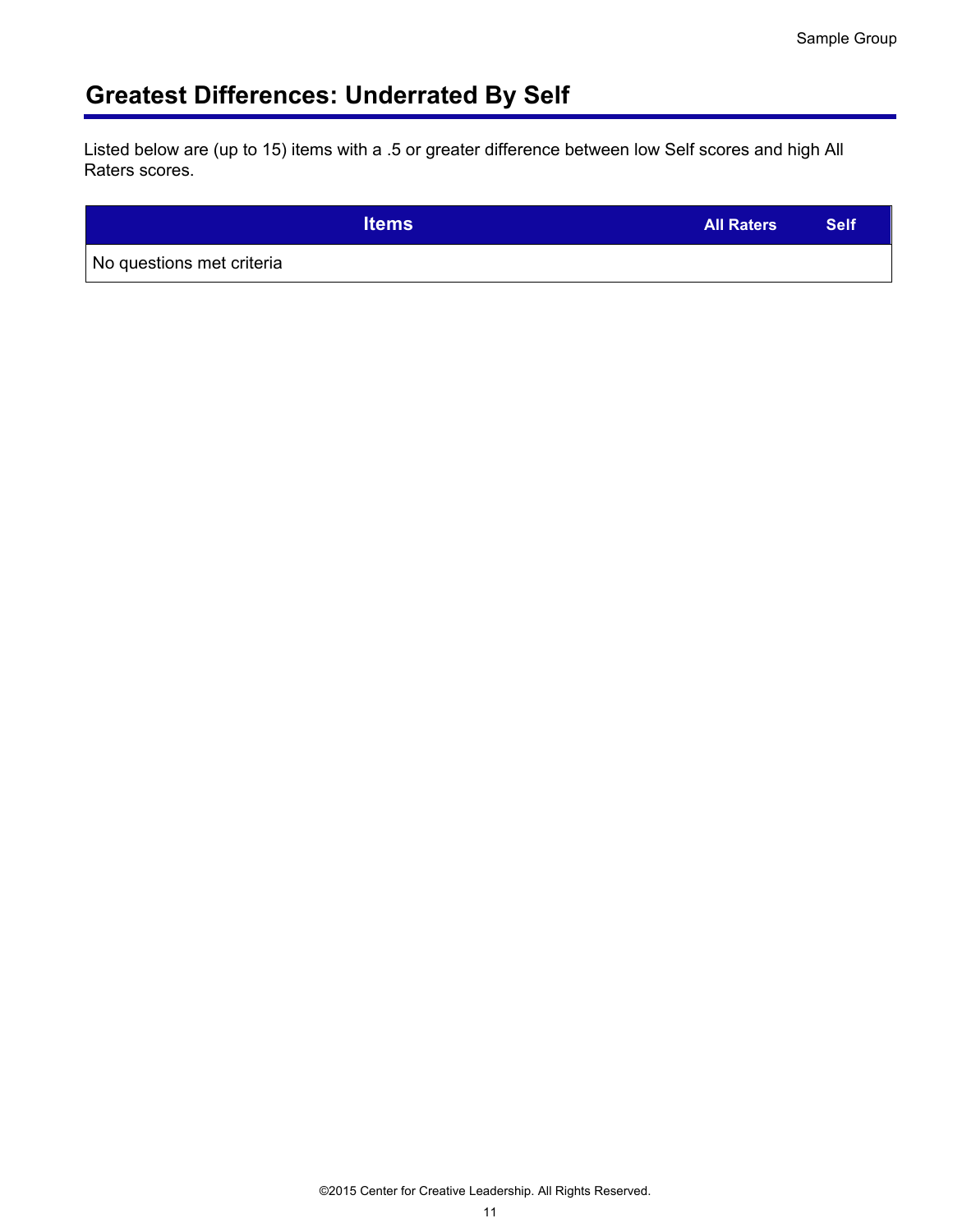## Greatest Differences: Underrated By Self

Listed below are (up to 15) items with a .5 or greater difference between low Self scores and high All Raters scores.

| Items | All Raters | Self |
|---|---|---|
| No questions met criteria | | |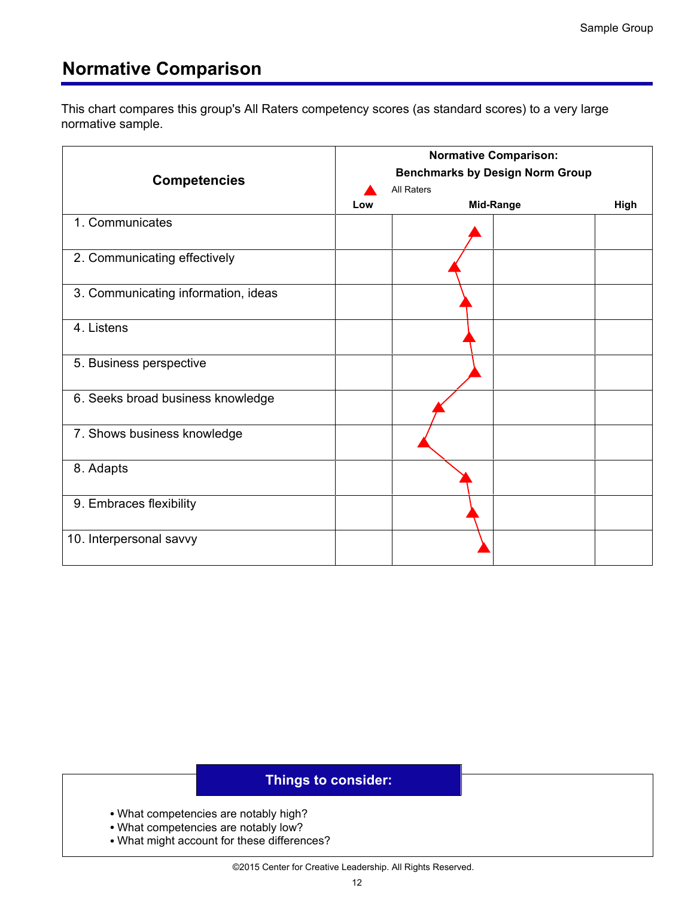## Normative Comparison

This chart compares this group's All Raters competency scores (as standard scores) to a very large normative sample.

| Competencies | Normative Comparison: Benchmarks by Design Norm Group (▲ All Raters) Low — Mid-Range — High |
|---|---|
| 1. Communicates | |
| 2. Communicating effectively | |
| 3. Communicating information, ideas | |
| 4. Listens | |
| 5. Business perspective | |
| 6. Seeks broad business knowledge | |
| 7. Shows business knowledge | |
| 8. Adapts | |
| 9. Embraces flexibility | |
| 10. Interpersonal savvy | |

**Things to consider:**

- What competencies are notably high?
- What competencies are notably low?
- What might account for these differences?

©2015 Center for Creative Leadership. All Rights Reserved.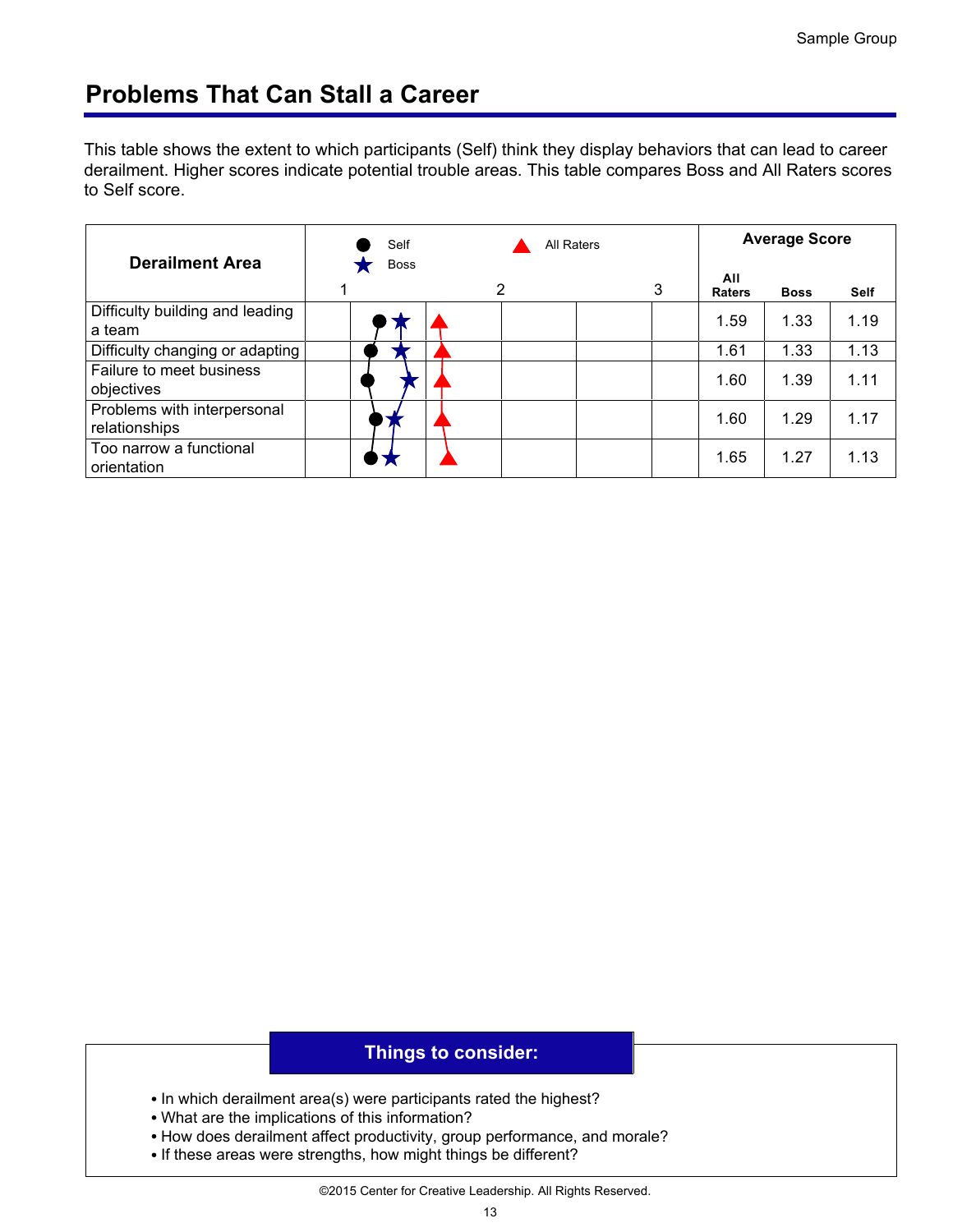## Problems That Can Stall a Career

This table shows the extent to which participants (Self) think they display behaviors that can lead to career derailment. Higher scores indicate potential trouble areas. This table compares Boss and All Raters scores to Self score.

| Derailment Area | Self / Boss / All Raters (scale 1–3) | Average Score | | |
|---|---|---|---|---|
| | | All Raters | Boss | Self |
| Difficulty building and leading a team | | 1.59 | 1.33 | 1.19 |
| Difficulty changing or adapting | | 1.61 | 1.33 | 1.13 |
| Failure to meet business objectives | | 1.60 | 1.39 | 1.11 |
| Problems with interpersonal relationships | | 1.60 | 1.29 | 1.17 |
| Too narrow a functional orientation | | 1.65 | 1.27 | 1.13 |

### Things to consider:

- In which derailment area(s) were participants rated the highest?
- What are the implications of this information?
- How does derailment affect productivity, group performance, and morale?
- If these areas were strengths, how might things be different?

©2015 Center for Creative Leadership. All Rights Reserved.